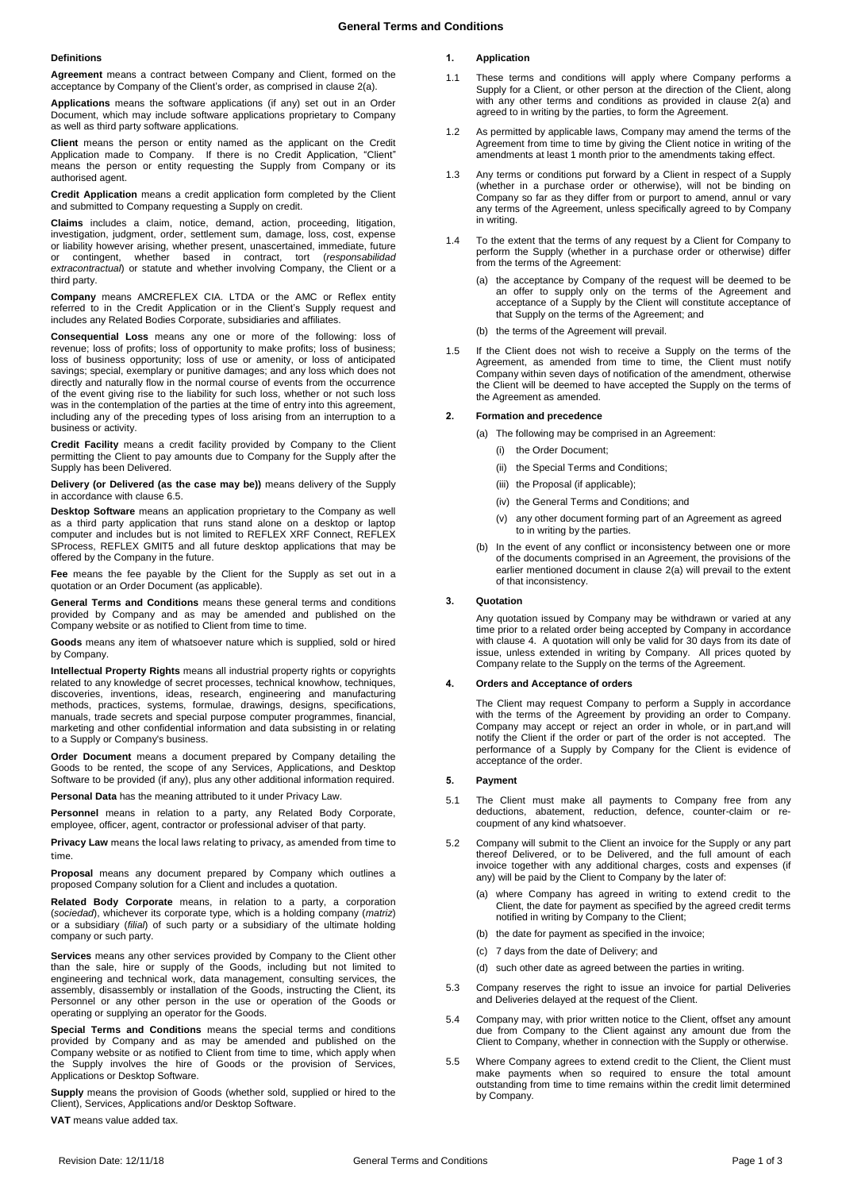# General Terms and Conditions

## Definitions

**Agreement** means a contract between Company and Client, formed on the acceptance by Company of the Client's order, as comprised in clause 2(a).

**Applications** means the software applications (if any) set out in an Order Document, which may include software applications proprietary to Company as well as third party software applications.

**Client** means the person or entity named as the applicant on the Credit Application made to Company. If there is no Credit Application, "Client" means the person or entity requesting the Supply from Company or its authorised agent.

**Credit Application** means a credit application form completed by the Client and submitted to Company requesting a Supply on credit.

**Claims** includes a claim, notice, demand, action, proceeding, litigation, investigation, judgment, order, settlement sum, damage, loss, cost, expense or liability however arising, whether present, unascertained, immediate, future or contingent, whether based in contract, tort (*responsabilidad extracontractual*) or statute and whether involving Company, the Client or a third party.

**Company** means AMCREFLEX CIA. LTDA or the AMC or Reflex entity referred to in the Credit Application or in the Client's Supply request and includes any Related Bodies Corporate, subsidiaries and affiliates.

**Consequential Loss** means any one or more of the following: loss of revenue; loss of profits; loss of opportunity to make profits; loss of business; loss of business opportunity; loss of use or amenity, or loss of anticipated savings; special, exemplary or punitive damages; and any loss which does not directly and naturally flow in the normal course of events from the occurrence of the event giving rise to the liability for such loss, whether or not such loss was in the contemplation of the parties at the time of entry into this agreement, including any of the preceding types of loss arising from an interruption to a business or activity.

**Credit Facility** means a credit facility provided by Company to the Client permitting the Client to pay amounts due to Company for the Supply after the Supply has been Delivered.

**Delivery (or Delivered (as the case may be))** means delivery of the Supply in accordance with clause 6.5.

**Desktop Software** means an application proprietary to the Company as well as a third party application that runs stand alone on a desktop or laptop computer and includes but is not limited to REFLEX XRF Connect, REFLEX SProcess, REFLEX GMIT5 and all future desktop applications that may be offered by the Company in the future.

**Fee** means the fee payable by the Client for the Supply as set out in a quotation or an Order Document (as applicable).

**General Terms and Conditions** means these general terms and conditions provided by Company and as may be amended and published on the Company website or as notified to Client from time to time.

**Goods** means any item of whatsoever nature which is supplied, sold or hired by Company.

**Intellectual Property Rights** means all industrial property rights or copyrights related to any knowledge of secret processes, technical knowhow, techniques, discoveries, inventions, ideas, research, engineering and manufacturing methods, practices, systems, formulae, drawings, designs, specifications, manuals, trade secrets and special purpose computer programmes, financial, marketing and other confidential information and data subsisting in or relating to a Supply or Company's business.

**Order Document** means a document prepared by Company detailing the Goods to be rented, the scope of any Services, Applications, and Desktop Software to be provided (if any), plus any other additional information required.

**Personal Data** has the meaning attributed to it under Privacy Law.

**Personnel** means in relation to a party, any Related Body Corporate, employee, officer, agent, contractor or professional adviser of that party.

**Privacy Law** means the local laws relating to privacy, as amended from time to time.

**Proposal** means any document prepared by Company which outlines a proposed Company solution for a Client and includes a quotation.

**Related Body Corporate** means, in relation to a party, a corporation (*sociedad*), whichever its corporate type, which is a holding company (*matriz*) or a subsidiary (*filial*) of such party or a subsidiary of the ultimate holding company or such party.

**Services** means any other services provided by Company to the Client other than the sale, hire or supply of the Goods, including but not limited to engineering and technical work, data management, consulting services, the assembly, disassembly or installation of the Goods, instructing the Client, its Personnel or any other person in the use or operation of the Goods or operating or supplying an operator for the Goods.

**Special Terms and Conditions** means the special terms and conditions provided by Company and as may be amended and published on the Company website or as notified to Client from time to time, which apply when the Supply involves the hire of Goods or the provision of Services, Applications or Desktop Software.

**Supply** means the provision of Goods (whether sold, supplied or hired to the Client), Services, Applications and/or Desktop Software.

**VAT** means value added tax.

## 1. Application

1.1 These terms and conditions will apply where Company performs a Supply for a Client, or other person at the direction of the Client, along with any other terms and conditions as provided in clause 2(a) and agreed to in writing by the parties, to form the Agreement.

1.2 As permitted by applicable laws, Company may amend the terms of the Agreement from time to time by giving the Client notice in writing of the amendments at least 1 month prior to the amendments taking effect.

1.3 Any terms or conditions put forward by a Client in respect of a Supply (whether in a purchase order or otherwise), will not be binding on Company so far as they differ from or purport to amend, annul or vary any terms of the Agreement, unless specifically agreed to by Company in writing.

1.4 To the extent that the terms of any request by a Client for Company to perform the Supply (whether in a purchase order or otherwise) differ from the terms of the Agreement:

(a) the acceptance by Company of the request will be deemed to be an offer to supply only on the terms of the Agreement and acceptance of a Supply by the Client will constitute acceptance of that Supply on the terms of the Agreement; and

(b) the terms of the Agreement will prevail.

1.5 If the Client does not wish to receive a Supply on the terms of the Agreement, as amended from time to time, the Client must notify Company within seven days of notification of the amendment, otherwise the Client will be deemed to have accepted the Supply on the terms of the Agreement as amended.

## 2. Formation and precedence

(a) The following may be comprised in an Agreement:

(i) the Order Document;

(ii) the Special Terms and Conditions;

(iii) the Proposal (if applicable);

(iv) the General Terms and Conditions; and

(v) any other document forming part of an Agreement as agreed to in writing by the parties.

(b) In the event of any conflict or inconsistency between one or more of the documents comprised in an Agreement, the provisions of the earlier mentioned document in clause 2(a) will prevail to the extent of that inconsistency.

## 3. Quotation

Any quotation issued by Company may be withdrawn or varied at any time prior to a related order being accepted by Company in accordance with clause 4. A quotation will only be valid for 30 days from its date of issue, unless extended in writing by Company. All prices quoted by Company relate to the Supply on the terms of the Agreement.

## 4. Orders and Acceptance of orders

The Client may request Company to perform a Supply in accordance with the terms of the Agreement by providing an order to Company. Company may accept or reject an order in whole, or in part,and will notify the Client if the order or part of the order is not accepted. The performance of a Supply by Company for the Client is evidence of acceptance of the order.

## 5. Payment

5.1 The Client must make all payments to Company free from any deductions, abatement, reduction, defence, counter-claim or re-coupment of any kind whatsoever.

5.2 Company will submit to the Client an invoice for the Supply or any part thereof Delivered, or to be Delivered, and the full amount of each invoice together with any additional charges, costs and expenses (if any) will be paid by the Client to Company by the later of:

(a) where Company has agreed in writing to extend credit to the Client, the date for payment as specified by the agreed credit terms notified in writing by Company to the Client;

(b) the date for payment as specified in the invoice;

(c) 7 days from the date of Delivery; and

(d) such other date as agreed between the parties in writing.

5.3 Company reserves the right to issue an invoice for partial Deliveries and Deliveries delayed at the request of the Client.

5.4 Company may, with prior written notice to the Client, offset any amount due from Company to the Client against any amount due from the Client to Company, whether in connection with the Supply or otherwise.

5.5 Where Company agrees to extend credit to the Client, the Client must make payments when so required to ensure the total amount outstanding from time to time remains within the credit limit determined by Company.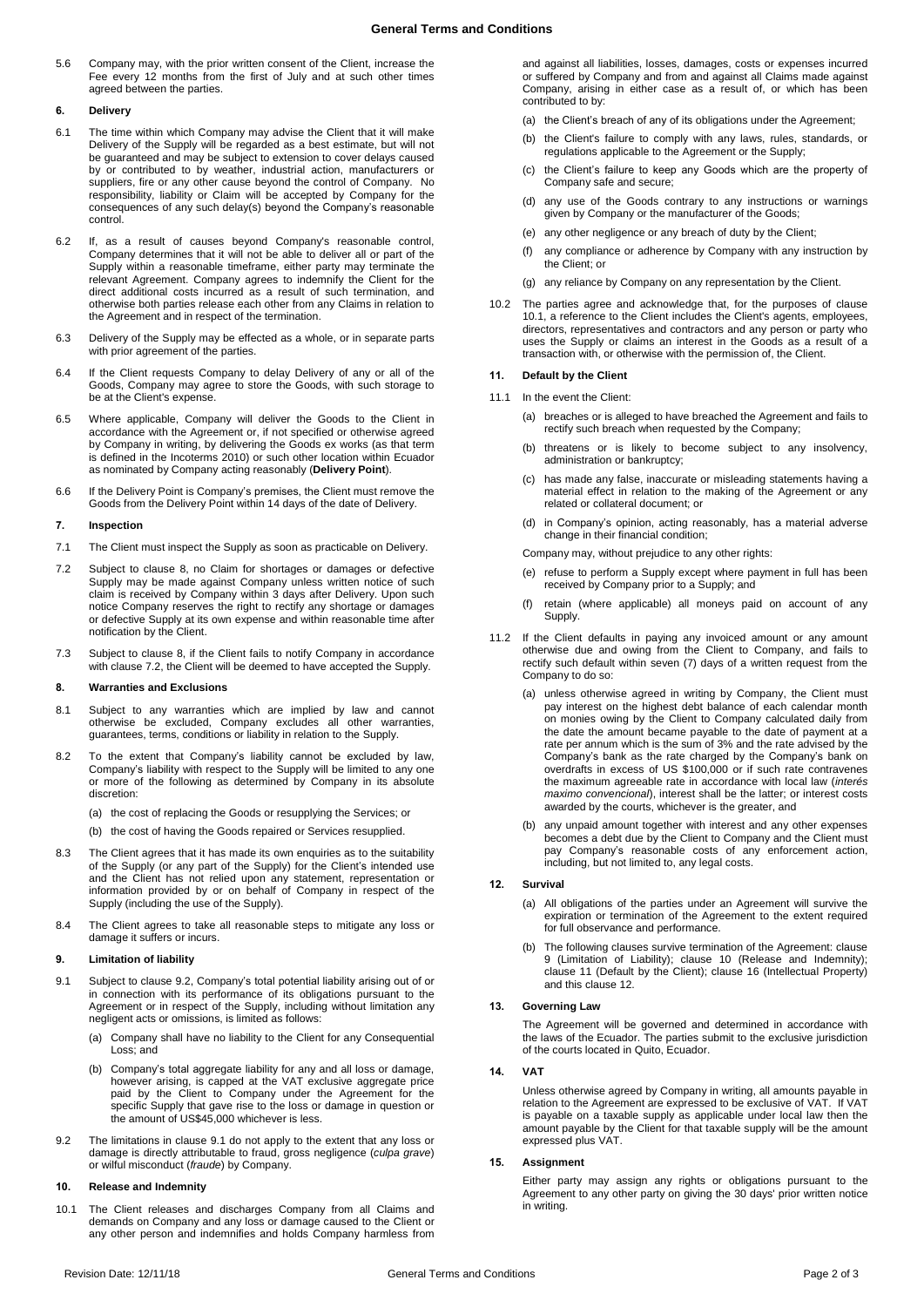5.6 Company may, with the prior written consent of the Client, increase the Fee every 12 months from the first of July and at such other times agreed between the parties.

## 6. Delivery

6.1 The time within which Company may advise the Client that it will make Delivery of the Supply will be regarded as a best estimate, but will not be guaranteed and may be subject to extension to cover delays caused by or contributed to by weather, industrial action, manufacturers or suppliers, fire or any other cause beyond the control of Company. No responsibility, liability or Claim will be accepted by Company for the consequences of any such delay(s) beyond the Company's reasonable control.

6.2 If, as a result of causes beyond Company's reasonable control, Company determines that it will not be able to deliver all or part of the Supply within a reasonable timeframe, either party may terminate the relevant Agreement. Company agrees to indemnify the Client for the direct additional costs incurred as a result of such termination, and otherwise both parties release each other from any Claims in relation to the Agreement and in respect of the termination.

6.3 Delivery of the Supply may be effected as a whole, or in separate parts with prior agreement of the parties.

6.4 If the Client requests Company to delay Delivery of any or all of the Goods, Company may agree to store the Goods, with such storage to be at the Client's expense.

6.5 Where applicable, Company will deliver the Goods to the Client in accordance with the Agreement or, if not specified or otherwise agreed by Company in writing, by delivering the Goods ex works (as that term is defined in the Incoterms 2010) or such other location within Ecuador as nominated by Company acting reasonably (**Delivery Point**).

6.6 If the Delivery Point is Company's premises, the Client must remove the Goods from the Delivery Point within 14 days of the date of Delivery.

## 7. Inspection

7.1 The Client must inspect the Supply as soon as practicable on Delivery.

7.2 Subject to clause 8, no Claim for shortages or damages or defective Supply may be made against Company unless written notice of such claim is received by Company within 3 days after Delivery. Upon such notice Company reserves the right to rectify any shortage or damages or defective Supply at its own expense and within reasonable time after notification by the Client.

7.3 Subject to clause 8, if the Client fails to notify Company in accordance with clause 7.2, the Client will be deemed to have accepted the Supply.

## 8. Warranties and Exclusions

8.1 Subject to any warranties which are implied by law and cannot otherwise be excluded, Company excludes all other warranties, guarantees, terms, conditions or liability in relation to the Supply.

8.2 To the extent that Company's liability cannot be excluded by law, Company's liability with respect to the Supply will be limited to any one or more of the following as determined by Company in its absolute discretion:

(a) the cost of replacing the Goods or resupplying the Services; or

(b) the cost of having the Goods repaired or Services resupplied.

8.3 The Client agrees that it has made its own enquiries as to the suitability of the Supply (or any part of the Supply) for the Client's intended use and the Client has not relied upon any statement, representation or information provided by or on behalf of Company in respect of the Supply (including the use of the Supply).

8.4 The Client agrees to take all reasonable steps to mitigate any loss or damage it suffers or incurs.

## 9. Limitation of liability

9.1 Subject to clause 9.2, Company's total potential liability arising out of or in connection with its performance of its obligations pursuant to the Agreement or in respect of the Supply, including without limitation any negligent acts or omissions, is limited as follows:

(a) Company shall have no liability to the Client for any Consequential Loss; and

(b) Company's total aggregate liability for any and all loss or damage, however arising, is capped at the VAT exclusive aggregate price paid by the Client to Company under the Agreement for the specific Supply that gave rise to the loss or damage in question or the amount of US$45,000 whichever is less.

9.2 The limitations in clause 9.1 do not apply to the extent that any loss or damage is directly attributable to fraud, gross negligence (*culpa grave*) or wilful misconduct (*fraude*) by Company.

## 10. Release and Indemnity

10.1 The Client releases and discharges Company from all Claims and demands on Company and any loss or damage caused to the Client or any other person and indemnifies and holds Company harmless from and against all liabilities, losses, damages, costs or expenses incurred or suffered by Company and from and against all Claims made against Company, arising in either case as a result of, or which has been contributed to by:

(a) the Client's breach of any of its obligations under the Agreement;

(b) the Client's failure to comply with any laws, rules, standards, or regulations applicable to the Agreement or the Supply;

(c) the Client's failure to keep any Goods which are the property of Company safe and secure;

(d) any use of the Goods contrary to any instructions or warnings given by Company or the manufacturer of the Goods;

(e) any other negligence or any breach of duty by the Client;

(f) any compliance or adherence by Company with any instruction by the Client; or

(g) any reliance by Company on any representation by the Client.

10.2 The parties agree and acknowledge that, for the purposes of clause 10.1, a reference to the Client includes the Client's agents, employees, directors, representatives and contractors and any person or party who uses the Supply or claims an interest in the Goods as a result of a transaction with, or otherwise with the permission of, the Client.

## 11. Default by the Client

11.1 In the event the Client:

(a) breaches or is alleged to have breached the Agreement and fails to rectify such breach when requested by the Company;

(b) threatens or is likely to become subject to any insolvency, administration or bankruptcy;

(c) has made any false, inaccurate or misleading statements having a material effect in relation to the making of the Agreement or any related or collateral document; or

(d) in Company's opinion, acting reasonably, has a material adverse change in their financial condition;

Company may, without prejudice to any other rights:

(e) refuse to perform a Supply except where payment in full has been received by Company prior to a Supply; and

(f) retain (where applicable) all moneys paid on account of any Supply.

11.2 If the Client defaults in paying any invoiced amount or any amount otherwise due and owing from the Client to Company, and fails to rectify such default within seven (7) days of a written request from the Company to do so:

(a) unless otherwise agreed in writing by Company, the Client must pay interest on the highest debt balance of each calendar month on monies owing by the Client to Company calculated daily from the date the amount became payable to the date of payment at a rate per annum which is the sum of 3% and the rate advised by the Company's bank as the rate charged by the Company's bank on overdrafts in excess of US $100,000 or if such rate contravenes the maximum agreeable rate in accordance with local law (*interés maximo convencional*), interest shall be the latter; or interest costs awarded by the courts, whichever is the greater, and

(b) any unpaid amount together with interest and any other expenses becomes a debt due by the Client to Company and the Client must pay Company's reasonable costs of any enforcement action, including, but not limited to, any legal costs.

## 12. Survival

(a) All obligations of the parties under an Agreement will survive the expiration or termination of the Agreement to the extent required for full observance and performance.

(b) The following clauses survive termination of the Agreement: clause 9 (Limitation of Liability); clause 10 (Release and Indemnity); clause 11 (Default by the Client); clause 16 (Intellectual Property) and this clause 12.

## 13. Governing Law

The Agreement will be governed and determined in accordance with the laws of the Ecuador. The parties submit to the exclusive jurisdiction of the courts located in Quito, Ecuador.

## 14. VAT

Unless otherwise agreed by Company in writing, all amounts payable in relation to the Agreement are expressed to be exclusive of VAT. If VAT is payable on a taxable supply as applicable under local law then the amount payable by the Client for that taxable supply will be the amount expressed plus VAT.

## 15. Assignment

Either party may assign any rights or obligations pursuant to the Agreement to any other party on giving the 30 days' prior written notice in writing.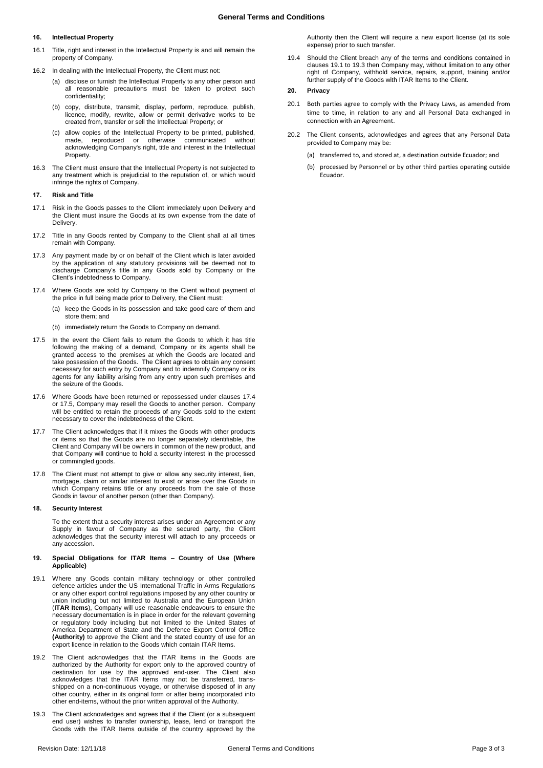### 16. Intellectual Property

16.1 Title, right and interest in the Intellectual Property is and will remain the property of Company.

16.2 In dealing with the Intellectual Property, the Client must not:

(a) disclose or furnish the Intellectual Property to any other person and all reasonable precautions must be taken to protect such confidentiality;

(b) copy, distribute, transmit, display, perform, reproduce, publish, licence, modify, rewrite, allow or permit derivative works to be created from, transfer or sell the Intellectual Property; or

(c) allow copies of the Intellectual Property to be printed, published, made, reproduced or otherwise communicated without acknowledging Company's right, title and interest in the Intellectual Property.

16.3 The Client must ensure that the Intellectual Property is not subjected to any treatment which is prejudicial to the reputation of, or which would infringe the rights of Company.

### 17. Risk and Title

17.1 Risk in the Goods passes to the Client immediately upon Delivery and the Client must insure the Goods at its own expense from the date of Delivery.

17.2 Title in any Goods rented by Company to the Client shall at all times remain with Company.

17.3 Any payment made by or on behalf of the Client which is later avoided by the application of any statutory provisions will be deemed not to discharge Company's title in any Goods sold by Company or the Client's indebtedness to Company.

17.4 Where Goods are sold by Company to the Client without payment of the price in full being made prior to Delivery, the Client must:

(a) keep the Goods in its possession and take good care of them and store them; and

(b) immediately return the Goods to Company on demand.

17.5 In the event the Client fails to return the Goods to which it has title following the making of a demand, Company or its agents shall be granted access to the premises at which the Goods are located and take possession of the Goods. The Client agrees to obtain any consent necessary for such entry by Company and to indemnify Company or its agents for any liability arising from any entry upon such premises and the seizure of the Goods.

17.6 Where Goods have been returned or repossessed under clauses 17.4 or 17.5, Company may resell the Goods to another person. Company will be entitled to retain the proceeds of any Goods sold to the extent necessary to cover the indebtedness of the Client.

17.7 The Client acknowledges that if it mixes the Goods with other products or items so that the Goods are no longer separately identifiable, the Client and Company will be owners in common of the new product, and that Company will continue to hold a security interest in the processed or commingled goods.

17.8 The Client must not attempt to give or allow any security interest, lien, mortgage, claim or similar interest to exist or arise over the Goods in which Company retains title or any proceeds from the sale of those Goods in favour of another person (other than Company).

### 18. Security Interest

To the extent that a security interest arises under an Agreement or any Supply in favour of Company as the secured party, the Client acknowledges that the security interest will attach to any proceeds or any accession.

### 19. Special Obligations for ITAR Items – Country of Use (Where Applicable)

19.1 Where any Goods contain military technology or other controlled defence articles under the US International Traffic in Arms Regulations or any other export control regulations imposed by any other country or union including but not limited to Australia and the European Union (**ITAR Items**), Company will use reasonable endeavours to ensure the necessary documentation is in place in order for the relevant governing or regulatory body including but not limited to the United States of America Department of State and the Defence Export Control Office **(Authority)** to approve the Client and the stated country of use for an export licence in relation to the Goods which contain ITAR Items.

19.2 The Client acknowledges that the ITAR Items in the Goods are authorized by the Authority for export only to the approved country of destination for use by the approved end-user. The Client also acknowledges that the ITAR Items may not be transferred, trans-shipped on a non-continuous voyage, or otherwise disposed of in any other country, either in its original form or after being incorporated into other end-items, without the prior written approval of the Authority.

19.3 The Client acknowledges and agrees that if the Client (or a subsequent end user) wishes to transfer ownership, lease, lend or transport the Goods with the ITAR Items outside of the country approved by the Authority then the Client will require a new export license (at its sole expense) prior to such transfer.

19.4 Should the Client breach any of the terms and conditions contained in clauses 19.1 to 19.3 then Company may, without limitation to any other right of Company, withhold service, repairs, support, training and/or further supply of the Goods with ITAR Items to the Client.

### 20. Privacy

20.1 Both parties agree to comply with the Privacy Laws, as amended from time to time, in relation to any and all Personal Data exchanged in connection with an Agreement.

20.2 The Client consents, acknowledges and agrees that any Personal Data provided to Company may be:

(a) transferred to, and stored at, a destination outside Ecuador; and

(b) processed by Personnel or by other third parties operating outside Ecuador.